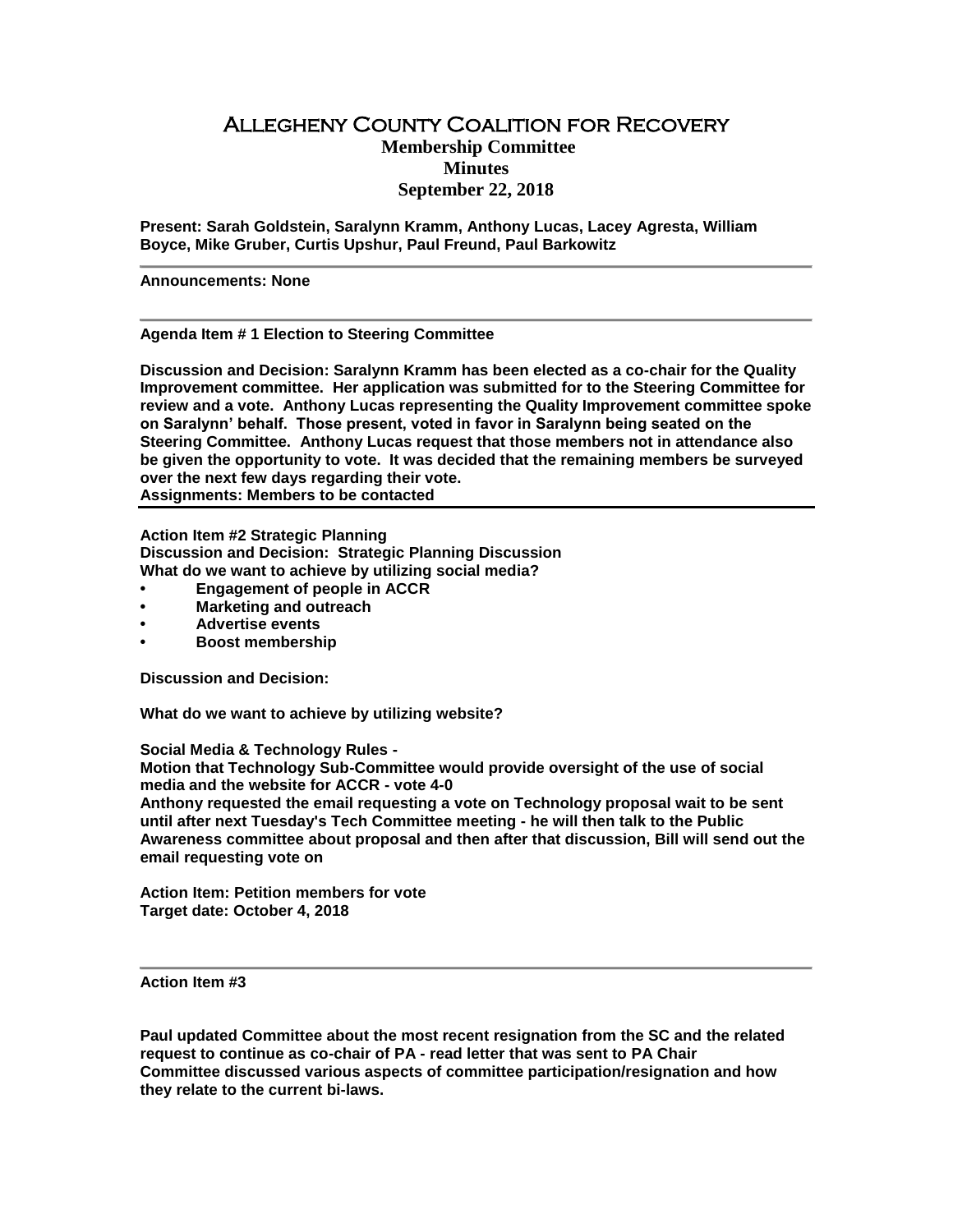# Allegheny County Coalition for Recovery

## Membership Committee

## Minutes

## September 22, 2018

**Present: Sarah Goldstein, Saralynn Kramm, Anthony Lucas, Lacey Agresta, William Boyce, Mike Gruber, Curtis Upshur, Paul Freund, Paul Barkowitz**

---

**Announcements: None**

---

**Agenda Item # 1 Election to Steering Committee**

**Discussion and Decision: Saralynn Kramm has been elected as a co-chair for the Quality Improvement committee. Her application was submitted for to the Steering Committee for review and a vote. Anthony Lucas representing the Quality Improvement committee spoke on Saralynn' behalf. Those present, voted in favor in Saralynn being seated on the Steering Committee. Anthony Lucas request that those members not in attendance also be given the opportunity to vote. It was decided that the remaining members be surveyed over the next few days regarding their vote.**
**Assignments: Members to be contacted**

---

**Action Item #2 Strategic Planning**
**Discussion and Decision: Strategic Planning Discussion**
**What do we want to achieve by utilizing social media?**

- **Engagement of people in ACCR**
- **Marketing and outreach**
- **Advertise events**
- **Boost membership**

**Discussion and Decision:**

**What do we want to achieve by utilizing website?**

**Social Media & Technology Rules -**
**Motion that Technology Sub-Committee would provide oversight of the use of social media and the website for ACCR - vote 4-0**
**Anthony requested the email requesting a vote on Technology proposal wait to be sent until after next Tuesday's Tech Committee meeting - he will then talk to the Public Awareness committee about proposal and then after that discussion, Bill will send out the email requesting vote on**

**Action Item: Petition members for vote**
**Target date: October 4, 2018**

---

**Action Item #3**

**Paul updated Committee about the most recent resignation from the SC and the related request to continue as co-chair of PA - read letter that was sent to PA Chair**
**Committee discussed various aspects of committee participation/resignation and how they relate to the current bi-laws.**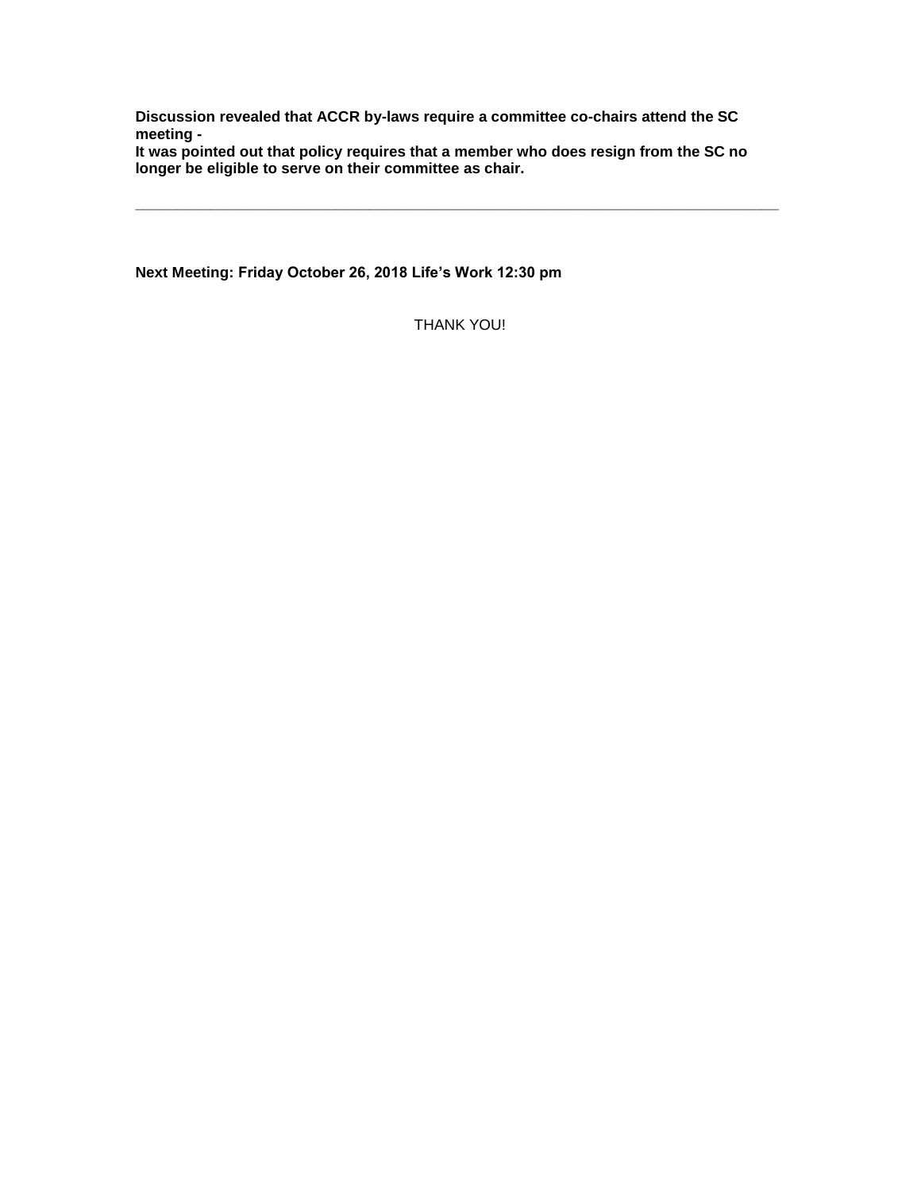**Discussion revealed that ACCR by-laws require a committee co-chairs attend the SC meeting -**
**It was pointed out that policy requires that a member who does resign from the SC no longer be eligible to serve on their committee as chair.**

---

**Next Meeting: Friday October 26, 2018 Life's Work 12:30 pm**

THANK YOU!